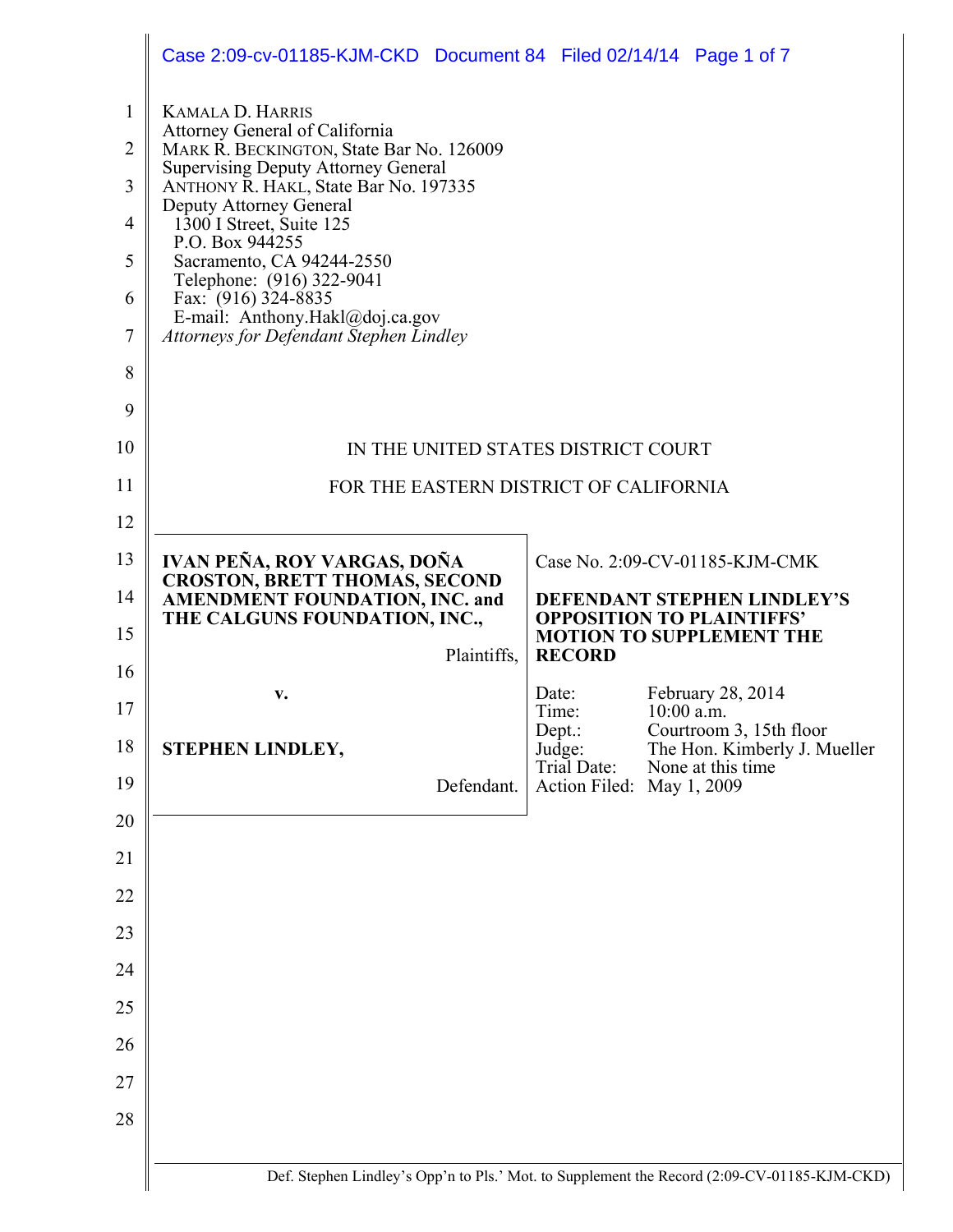KAMALA D. HARRIS
Attorney General of California
MARK R. BECKINGTON, State Bar No. 126009
Supervising Deputy Attorney General
ANTHONY R. HAKL, State Bar No. 197335
Deputy Attorney General
1300 I Street, Suite 125
P.O. Box 944255
Sacramento, CA 94244-2550
Telephone: (916) 322-9041
Fax: (916) 324-8835
E-mail: Anthony.Hakl@doj.ca.gov
*Attorneys for Defendant Stephen Lindley*

IN THE UNITED STATES DISTRICT COURT

FOR THE EASTERN DISTRICT OF CALIFORNIA

**IVAN PEÑA, ROY VARGAS, DOÑA CROSTON, BRETT THOMAS, SECOND AMENDMENT FOUNDATION, INC. and THE CALGUNS FOUNDATION, INC.,**

Plaintiffs,

**v.**

**STEPHEN LINDLEY,**

Defendant.

Case No. 2:09-CV-01185-KJM-CMK

**DEFENDANT STEPHEN LINDLEY'S OPPOSITION TO PLAINTIFFS' MOTION TO SUPPLEMENT THE RECORD**

| | |
|---|---|
| Date: | February 28, 2014 |
| Time: | 10:00 a.m. |
| Dept.: | Courtroom 3, 15th floor |
| Judge: | The Hon. Kimberly J. Mueller |
| Trial Date: | None at this time |
| Action Filed: | May 1, 2009 |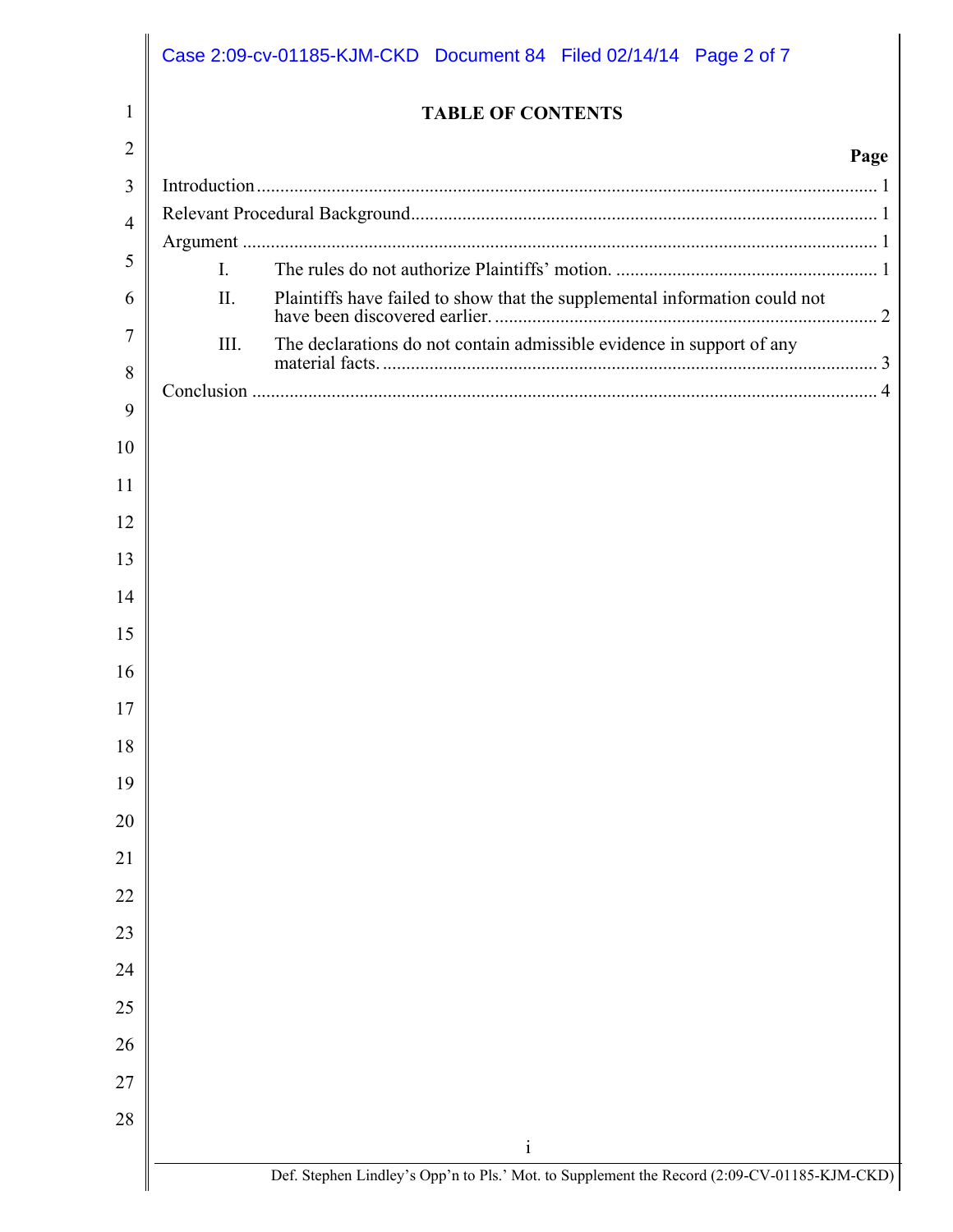# TABLE OF CONTENTS

| | Page |
|---|---|
| Introduction | 1 |
| Relevant Procedural Background | 1 |
| Argument | 1 |
| I. The rules do not authorize Plaintiffs' motion. | 1 |
| II. Plaintiffs have failed to show that the supplemental information could not have been discovered earlier. | 2 |
| III. The declarations do not contain admissible evidence in support of any material facts. | 3 |
| Conclusion | 4 |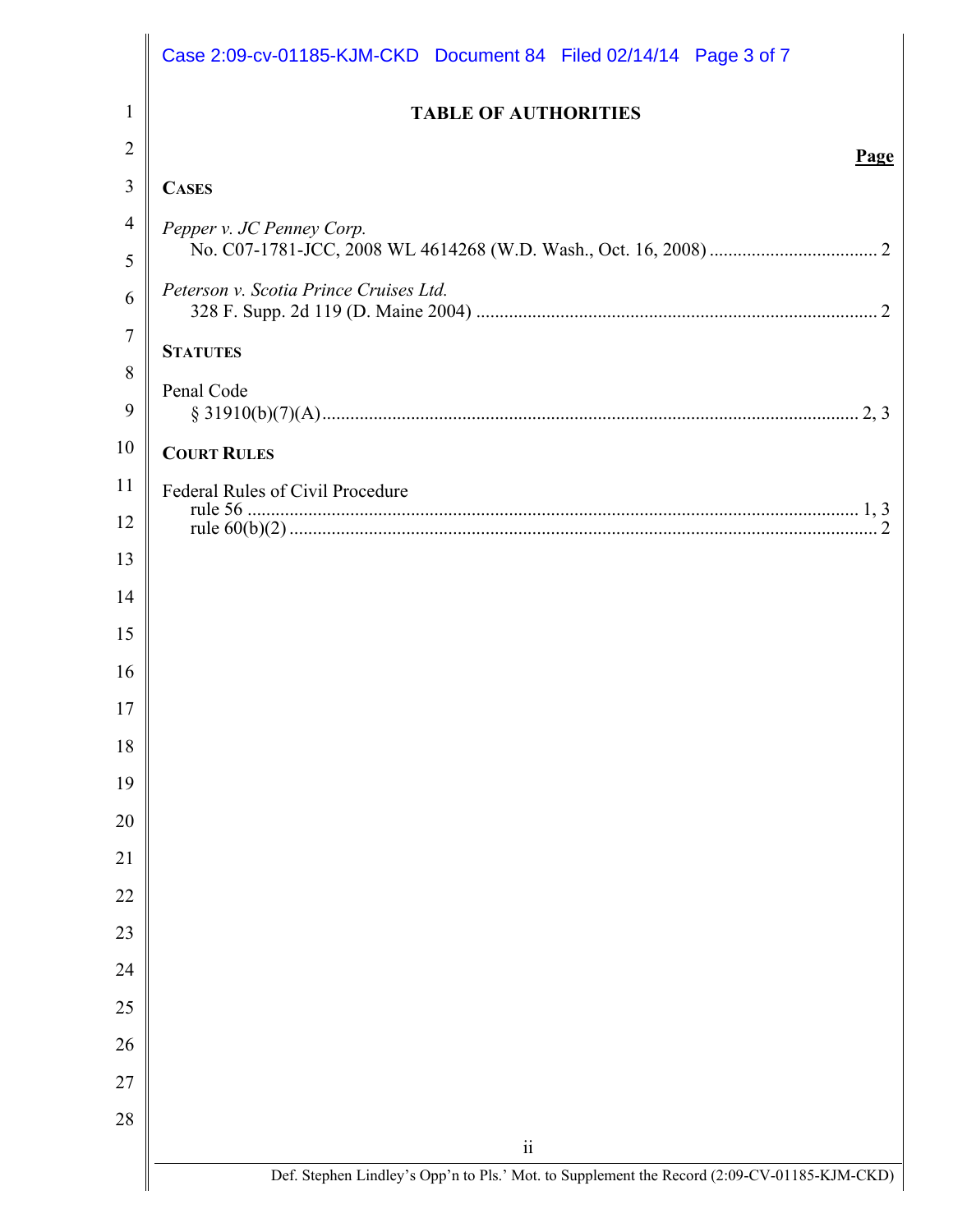# TABLE OF AUTHORITIES

**Page**

**CASES**

*Pepper v. JC Penney Corp.*
No. C07-1781-JCC, 2008 WL 4614268 (W.D. Wash., Oct. 16, 2008) .................................... 2

*Peterson v. Scotia Prince Cruises Ltd.*
328 F. Supp. 2d 119 (D. Maine 2004) ..................................................................................... 2

**STATUTES**

Penal Code
§ 31910(b)(7)(A) ................................................................................................................. 2, 3

**COURT RULES**

Federal Rules of Civil Procedure
rule 56 .................................................................................................................................. 1, 3
rule 60(b)(2) ............................................................................................................................ 2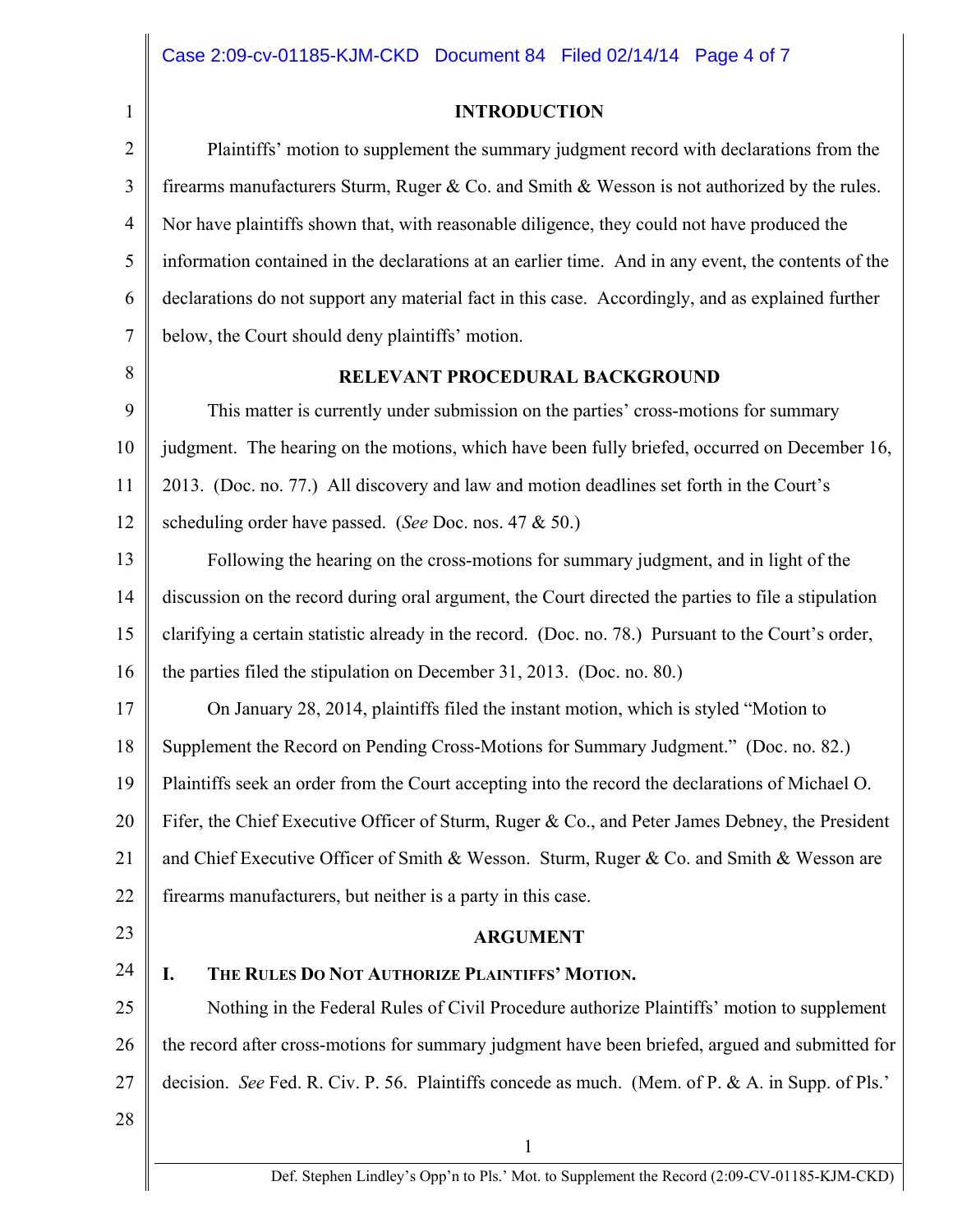## INTRODUCTION

Plaintiffs' motion to supplement the summary judgment record with declarations from the firearms manufacturers Sturm, Ruger & Co. and Smith & Wesson is not authorized by the rules. Nor have plaintiffs shown that, with reasonable diligence, they could not have produced the information contained in the declarations at an earlier time. And in any event, the contents of the declarations do not support any material fact in this case. Accordingly, and as explained further below, the Court should deny plaintiffs' motion.

## RELEVANT PROCEDURAL BACKGROUND

This matter is currently under submission on the parties' cross-motions for summary judgment. The hearing on the motions, which have been fully briefed, occurred on December 16, 2013. (Doc. no. 77.) All discovery and law and motion deadlines set forth in the Court's scheduling order have passed. (*See* Doc. nos. 47 & 50.)

Following the hearing on the cross-motions for summary judgment, and in light of the discussion on the record during oral argument, the Court directed the parties to file a stipulation clarifying a certain statistic already in the record. (Doc. no. 78.) Pursuant to the Court's order, the parties filed the stipulation on December 31, 2013. (Doc. no. 80.)

On January 28, 2014, plaintiffs filed the instant motion, which is styled "Motion to Supplement the Record on Pending Cross-Motions for Summary Judgment." (Doc. no. 82.) Plaintiffs seek an order from the Court accepting into the record the declarations of Michael O. Fifer, the Chief Executive Officer of Sturm, Ruger & Co., and Peter James Debney, the President and Chief Executive Officer of Smith & Wesson. Sturm, Ruger & Co. and Smith & Wesson are firearms manufacturers, but neither is a party in this case.

## ARGUMENT

### I. THE RULES DO NOT AUTHORIZE PLAINTIFFS' MOTION.

Nothing in the Federal Rules of Civil Procedure authorize Plaintiffs' motion to supplement the record after cross-motions for summary judgment have been briefed, argued and submitted for decision. *See* Fed. R. Civ. P. 56. Plaintiffs concede as much. (Mem. of P. & A. in Supp. of Pls.'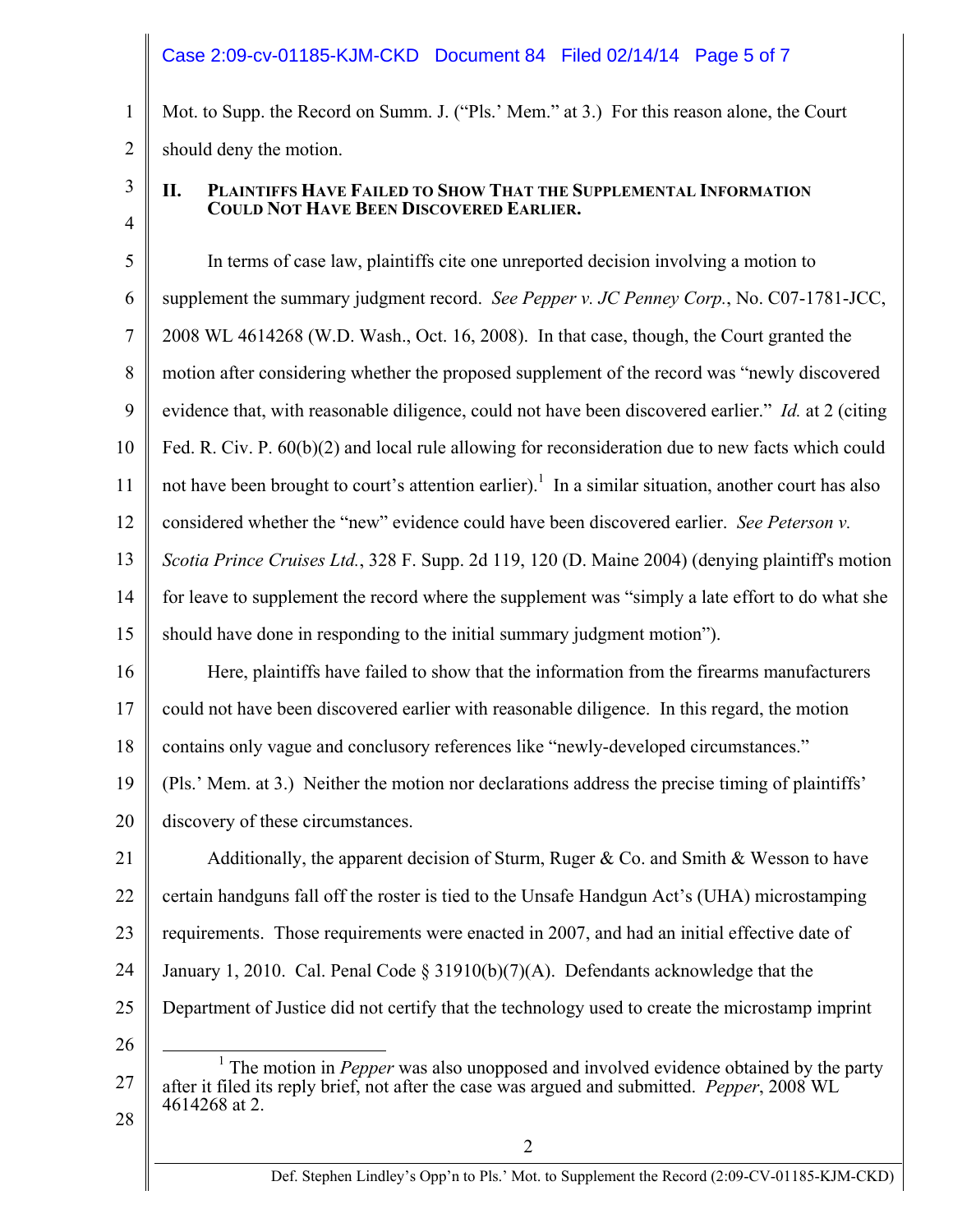Mot. to Supp. the Record on Summ. J. ("Pls.' Mem." at 3.) For this reason alone, the Court should deny the motion.

## II. Plaintiffs Have Failed to Show That the Supplemental Information Could Not Have Been Discovered Earlier.

In terms of case law, plaintiffs cite one unreported decision involving a motion to supplement the summary judgment record. *See Pepper v. JC Penney Corp.*, No. C07-1781-JCC, 2008 WL 4614268 (W.D. Wash., Oct. 16, 2008). In that case, though, the Court granted the motion after considering whether the proposed supplement of the record was "newly discovered evidence that, with reasonable diligence, could not have been discovered earlier." *Id.* at 2 (citing Fed. R. Civ. P. 60(b)(2) and local rule allowing for reconsideration due to new facts which could not have been brought to court's attention earlier).[1] In a similar situation, another court has also considered whether the "new" evidence could have been discovered earlier. *See Peterson v. Scotia Prince Cruises Ltd.*, 328 F. Supp. 2d 119, 120 (D. Maine 2004) (denying plaintiff's motion for leave to supplement the record where the supplement was "simply a late effort to do what she should have done in responding to the initial summary judgment motion").

Here, plaintiffs have failed to show that the information from the firearms manufacturers could not have been discovered earlier with reasonable diligence. In this regard, the motion contains only vague and conclusory references like "newly-developed circumstances." (Pls.' Mem. at 3.) Neither the motion nor declarations address the precise timing of plaintiffs' discovery of these circumstances.

Additionally, the apparent decision of Sturm, Ruger & Co. and Smith & Wesson to have certain handguns fall off the roster is tied to the Unsafe Handgun Act's (UHA) microstamping requirements. Those requirements were enacted in 2007, and had an initial effective date of January 1, 2010. Cal. Penal Code § 31910(b)(7)(A). Defendants acknowledge that the Department of Justice did not certify that the technology used to create the microstamp imprint

---

[1] The motion in *Pepper* was also unopposed and involved evidence obtained by the party after it filed its reply brief, not after the case was argued and submitted. *Pepper*, 2008 WL 4614268 at 2.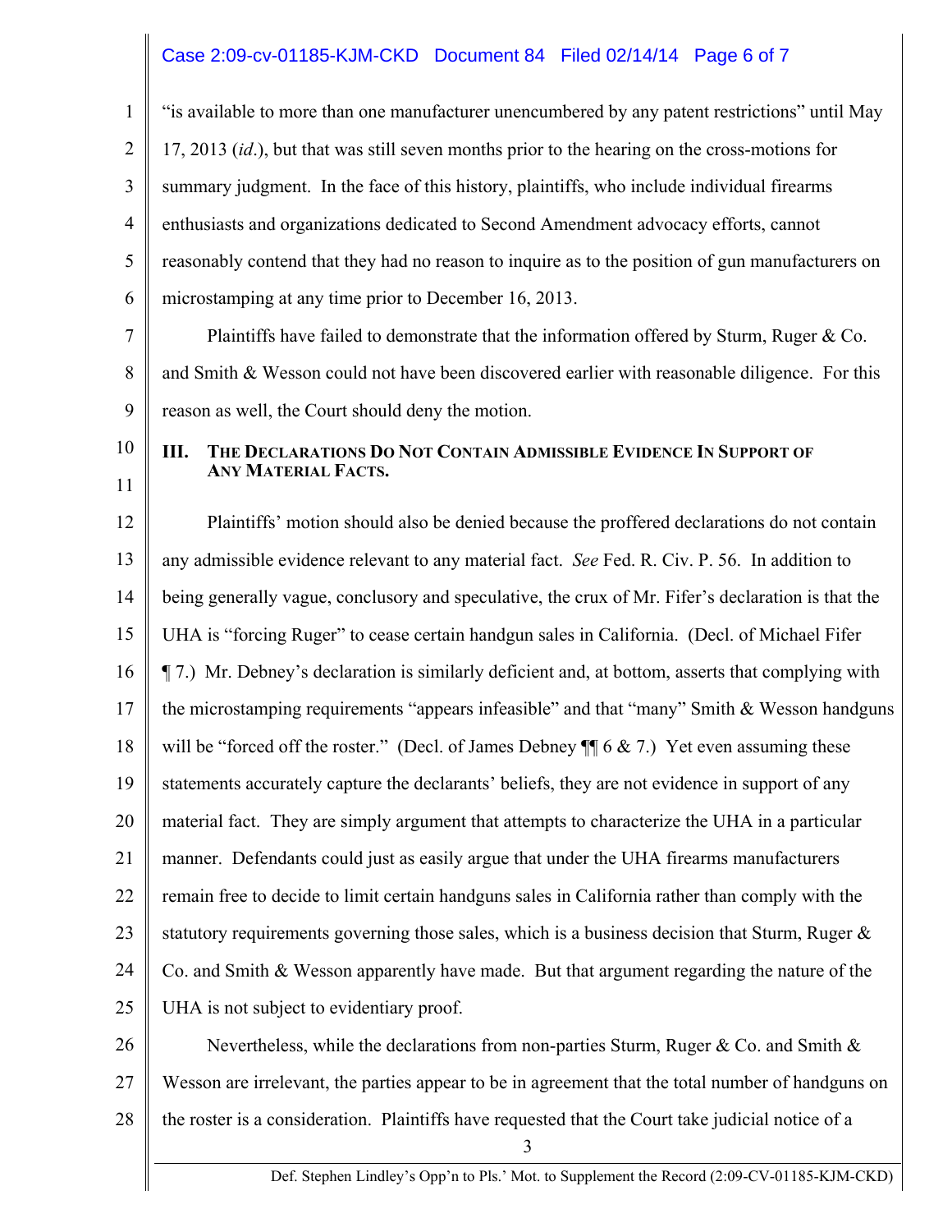"is available to more than one manufacturer unencumbered by any patent restrictions" until May 17, 2013 (*id*.), but that was still seven months prior to the hearing on the cross-motions for summary judgment. In the face of this history, plaintiffs, who include individual firearms enthusiasts and organizations dedicated to Second Amendment advocacy efforts, cannot reasonably contend that they had no reason to inquire as to the position of gun manufacturers on microstamping at any time prior to December 16, 2013.

Plaintiffs have failed to demonstrate that the information offered by Sturm, Ruger & Co. and Smith & Wesson could not have been discovered earlier with reasonable diligence. For this reason as well, the Court should deny the motion.

## III. The Declarations Do Not Contain Admissible Evidence In Support of Any Material Facts.

Plaintiffs' motion should also be denied because the proffered declarations do not contain any admissible evidence relevant to any material fact. *See* Fed. R. Civ. P. 56. In addition to being generally vague, conclusory and speculative, the crux of Mr. Fifer's declaration is that the UHA is "forcing Ruger" to cease certain handgun sales in California. (Decl. of Michael Fifer ¶ 7.) Mr. Debney's declaration is similarly deficient and, at bottom, asserts that complying with the microstamping requirements "appears infeasible" and that "many" Smith & Wesson handguns will be "forced off the roster." (Decl. of James Debney ¶¶ 6 & 7.) Yet even assuming these statements accurately capture the declarants' beliefs, they are not evidence in support of any material fact. They are simply argument that attempts to characterize the UHA in a particular manner. Defendants could just as easily argue that under the UHA firearms manufacturers remain free to decide to limit certain handguns sales in California rather than comply with the statutory requirements governing those sales, which is a business decision that Sturm, Ruger & Co. and Smith & Wesson apparently have made. But that argument regarding the nature of the UHA is not subject to evidentiary proof.

Nevertheless, while the declarations from non-parties Sturm, Ruger & Co. and Smith & Wesson are irrelevant, the parties appear to be in agreement that the total number of handguns on the roster is a consideration. Plaintiffs have requested that the Court take judicial notice of a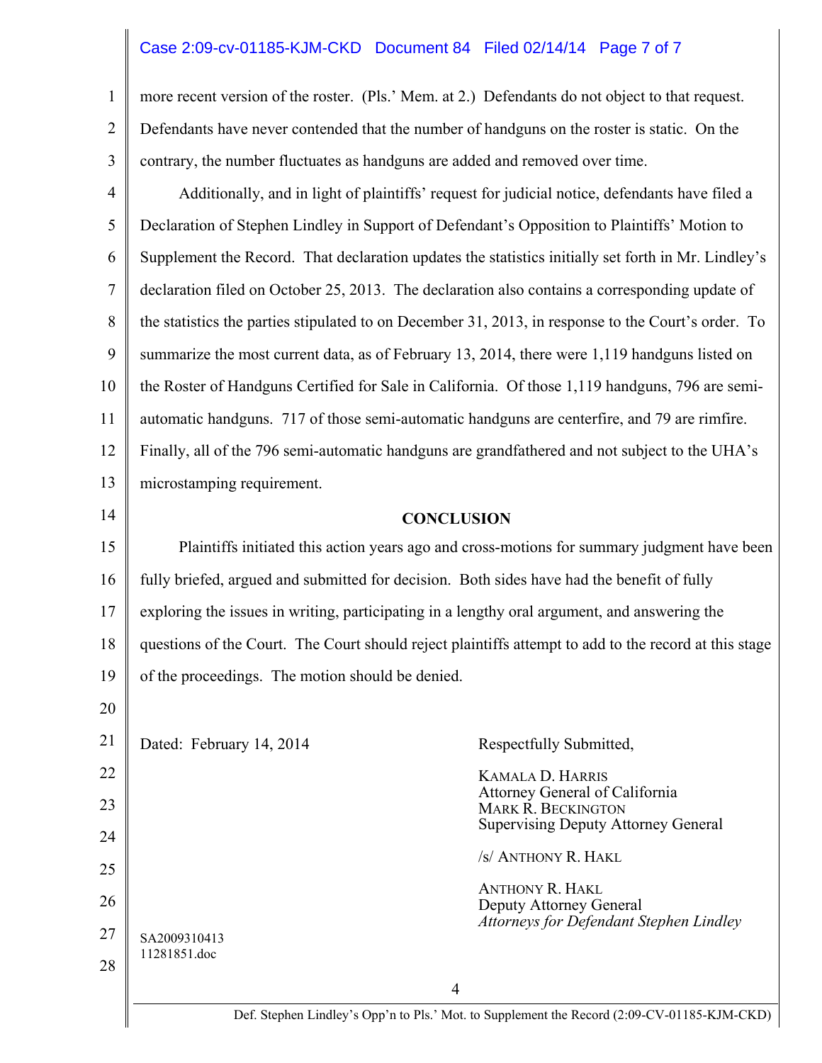more recent version of the roster. (Pls.' Mem. at 2.) Defendants do not object to that request. Defendants have never contended that the number of handguns on the roster is static. On the contrary, the number fluctuates as handguns are added and removed over time.

Additionally, and in light of plaintiffs' request for judicial notice, defendants have filed a Declaration of Stephen Lindley in Support of Defendant's Opposition to Plaintiffs' Motion to Supplement the Record. That declaration updates the statistics initially set forth in Mr. Lindley's declaration filed on October 25, 2013. The declaration also contains a corresponding update of the statistics the parties stipulated to on December 31, 2013, in response to the Court's order. To summarize the most current data, as of February 13, 2014, there were 1,119 handguns listed on the Roster of Handguns Certified for Sale in California. Of those 1,119 handguns, 796 are semi-automatic handguns. 717 of those semi-automatic handguns are centerfire, and 79 are rimfire. Finally, all of the 796 semi-automatic handguns are grandfathered and not subject to the UHA's microstamping requirement.

## CONCLUSION

Plaintiffs initiated this action years ago and cross-motions for summary judgment have been fully briefed, argued and submitted for decision. Both sides have had the benefit of fully exploring the issues in writing, participating in a lengthy oral argument, and answering the questions of the Court. The Court should reject plaintiffs attempt to add to the record at this stage of the proceedings. The motion should be denied.

Dated: February 14, 2014

Respectfully Submitted,

KAMALA D. HARRIS
Attorney General of California
MARK R. BECKINGTON
Supervising Deputy Attorney General

/s/ ANTHONY R. HAKL

ANTHONY R. HAKL
Deputy Attorney General
*Attorneys for Defendant Stephen Lindley*

SA2009310413
11281851.doc

Def. Stephen Lindley's Opp'n to Pls.' Mot. to Supplement the Record (2:09-CV-01185-KJM-CKD)